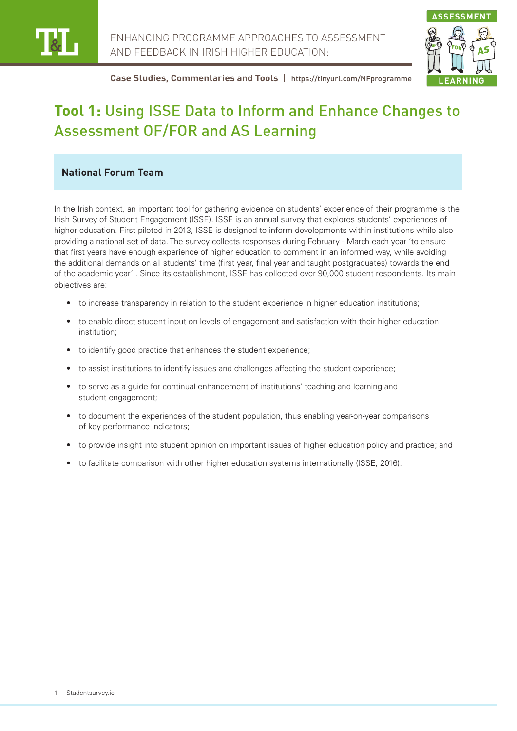# Tool 1: Using ISSE Data to Inform and Enhance Changes to Assessment OF/FOR and AS Learning

**National Forum Team**

In the Irish context, an important tool for gathering evidence on students' experience of their programme is the Irish Survey of Student Engagement (ISSE). ISSE is an annual survey that explores students' experiences of higher education. First piloted in 2013, ISSE is designed to inform developments within institutions while also providing a national set of data. The survey collects responses during February - March each year 'to ensure that first years have enough experience of higher education to comment in an informed way, while avoiding the additional demands on all students' time (first year, final year and taught postgraduates) towards the end of the academic year' . Since its establishment, ISSE has collected over 90,000 student respondents. Its main objectives are:

- to increase transparency in relation to the student experience in higher education institutions;
- to enable direct student input on levels of engagement and satisfaction with their higher education institution;
- to identify good practice that enhances the student experience;
- to assist institutions to identify issues and challenges affecting the student experience;
- to serve as a guide for continual enhancement of institutions' teaching and learning and student engagement;
- to document the experiences of the student population, thus enabling year-on-year comparisons of key performance indicators;
- to provide insight into student opinion on important issues of higher education policy and practice; and
- to facilitate comparison with other higher education systems internationally (ISSE, 2016).

1 Studentsurvey.ie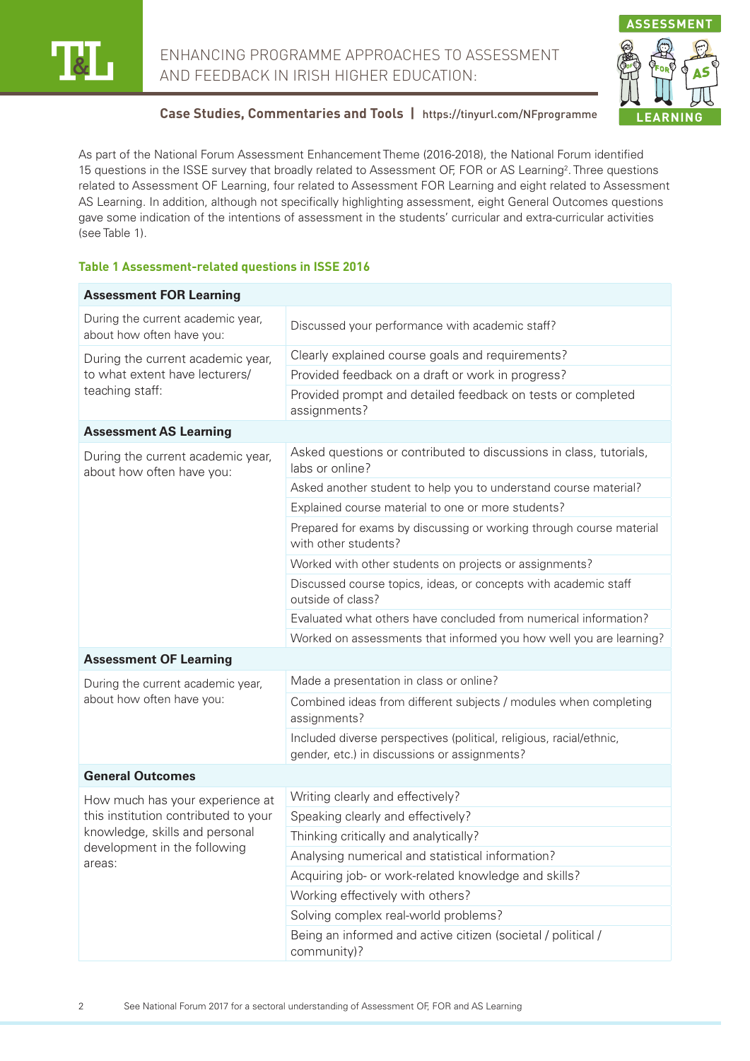As part of the National Forum Assessment Enhancement Theme (2016-2018), the National Forum identified 15 questions in the ISSE survey that broadly related to Assessment OF, FOR or AS Learning[2]. Three questions related to Assessment OF Learning, four related to Assessment FOR Learning and eight related to Assessment AS Learning. In addition, although not specifically highlighting assessment, eight General Outcomes questions gave some indication of the intentions of assessment in the students' curricular and extra-curricular activities (see Table 1).

**Table 1 Assessment-related questions in ISSE 2016**

| **Assessment FOR Learning** | |
|---|---|
| During the current academic year, about how often have you: | Discussed your performance with academic staff? |
| During the current academic year, to what extent have lecturers/ teaching staff: | Clearly explained course goals and requirements? |
| | Provided feedback on a draft or work in progress? |
| | Provided prompt and detailed feedback on tests or completed assignments? |
| **Assessment AS Learning** | |
| During the current academic year, about how often have you: | Asked questions or contributed to discussions in class, tutorials, labs or online? |
| | Asked another student to help you to understand course material? |
| | Explained course material to one or more students? |
| | Prepared for exams by discussing or working through course material with other students? |
| | Worked with other students on projects or assignments? |
| | Discussed course topics, ideas, or concepts with academic staff outside of class? |
| | Evaluated what others have concluded from numerical information? |
| | Worked on assessments that informed you how well you are learning? |
| **Assessment OF Learning** | |
| During the current academic year, about how often have you: | Made a presentation in class or online? |
| | Combined ideas from different subjects / modules when completing assignments? |
| | Included diverse perspectives (political, religious, racial/ethnic, gender, etc.) in discussions or assignments? |
| **General Outcomes** | |
| How much has your experience at this institution contributed to your knowledge, skills and personal development in the following areas: | Writing clearly and effectively? |
| | Speaking clearly and effectively? |
| | Thinking critically and analytically? |
| | Analysing numerical and statistical information? |
| | Acquiring job- or work-related knowledge and skills? |
| | Working effectively with others? |
| | Solving complex real-world problems? |
| | Being an informed and active citizen (societal / political / community)? |

2 See National Forum 2017 for a sectoral understanding of Assessment OF, FOR and AS Learning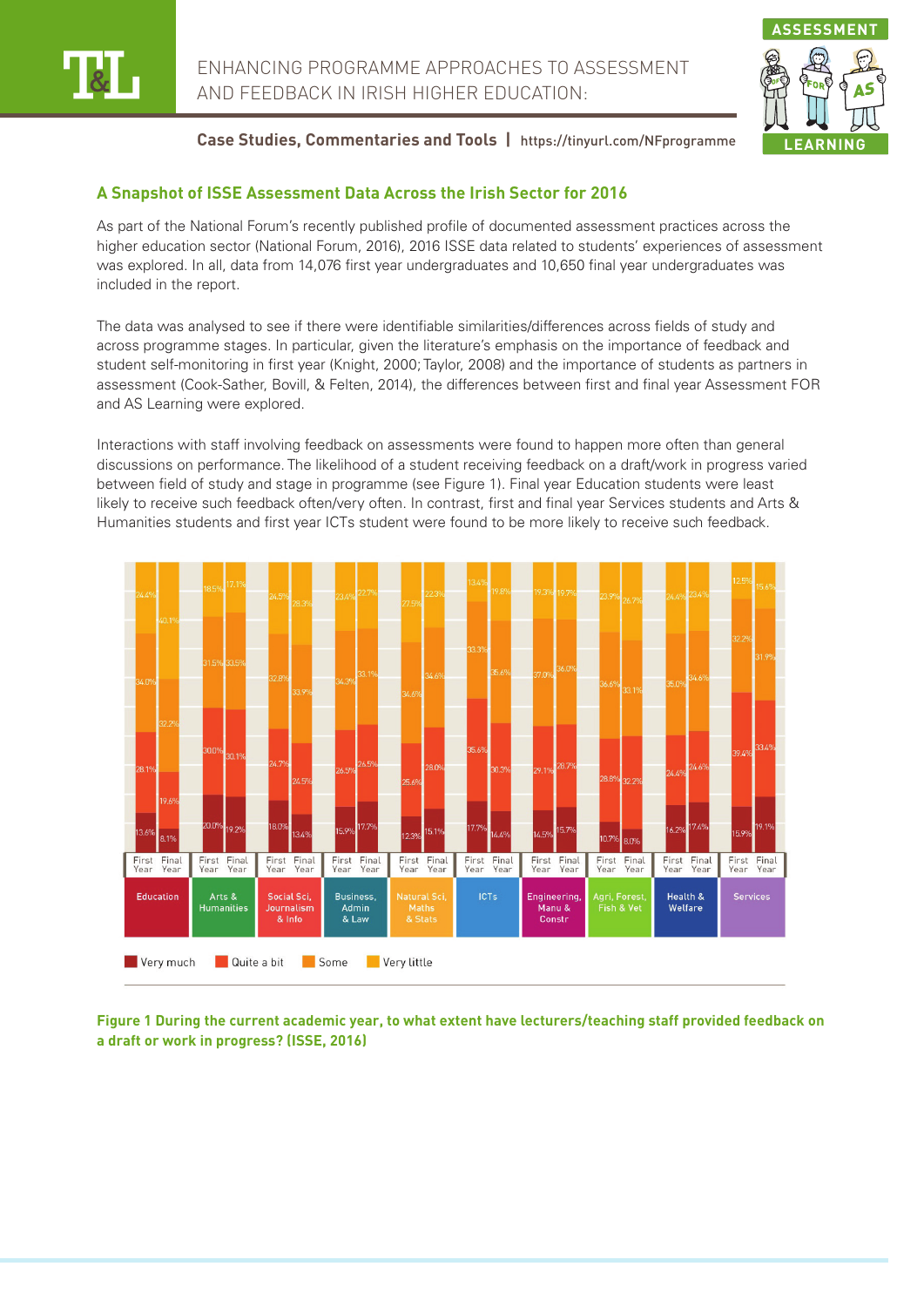## A Snapshot of ISSE Assessment Data Across the Irish Sector for 2016

As part of the National Forum's recently published profile of documented assessment practices across the higher education sector (National Forum, 2016), 2016 ISSE data related to students' experiences of assessment was explored. In all, data from 14,076 first year undergraduates and 10,650 final year undergraduates was included in the report.

The data was analysed to see if there were identifiable similarities/differences across fields of study and across programme stages. In particular, given the literature's emphasis on the importance of feedback and student self-monitoring in first year (Knight, 2000; Taylor, 2008) and the importance of students as partners in assessment (Cook-Sather, Bovill, & Felten, 2014), the differences between first and final year Assessment FOR and AS Learning were explored.

Interactions with staff involving feedback on assessments were found to happen more often than general discussions on performance. The likelihood of a student receiving feedback on a draft/work in progress varied between field of study and stage in programme (see Figure 1). Final year Education students were least likely to receive such feedback often/very often. In contrast, first and final year Services students and Arts & Humanities students and first year ICTs student were found to be more likely to receive such feedback.

| Field of study | Year | Very much | Quite a bit | Some | Very little |
|---|---|---|---|---|---|
| Education | First Year | 13.6% | 28.1% | 34.0% | 24.4% |
| | Final Year | 8.1% | 19.6% | 32.2% | 40.1% |
| Arts & Humanities | First Year | 20.0% | 30.0% | 31.5% | 18.5% |
| | Final Year | 19.2% | 30.1% | 33.5% | 17.1% |
| Social Sci, Journalism & Info | First Year | 18.0% | 24.7% | 32.8% | 24.5% |
| | Final Year | 13.4% | 24.5% | 33.9% | 28.3% |
| Business, Admin & Law | First Year | 15.9% | 26.5% | 34.3% | 23.4% |
| | Final Year | 17.7% | 26.5% | 33.1% | 22.7% |
| Natural Sci, Maths & Stats | First Year | 12.3% | 25.6% | 34.6% | 27.5% |
| | Final Year | 15.1% | 28.0% | 34.6% | 22.3% |
| ICTs | First Year | 17.7% | 35.6% | 33.3% | 13.4% |
| | Final Year | 14.4% | 30.3% | 35.6% | 19.8% |
| Engineering, Manu & Constr | First Year | 14.5% | 29.1% | 37.0% | 19.3% |
| | Final Year | 15.7% | 28.7% | 36.0% | 19.7% |
| Agri, Forest, Fish & Vet | First Year | 10.7% | 28.8% | 36.6% | 23.9% |
| | Final Year | 8.0% | 32.2% | 33.1% | 26.7% |
| Health & Welfare | First Year | 16.2% | 24.4% | 35.0% | 24.4% |
| | Final Year | 17.4% | 24.6% | 34.6% | 23.4% |
| Services | First Year | 15.9% | 39.4% | 32.2% | 12.5% |
| | Final Year | 19.1% | 33.4% | 31.9% | 15.6% |

**Figure 1 During the current academic year, to what extent have lecturers/teaching staff provided feedback on a draft or work in progress? (ISSE, 2016)**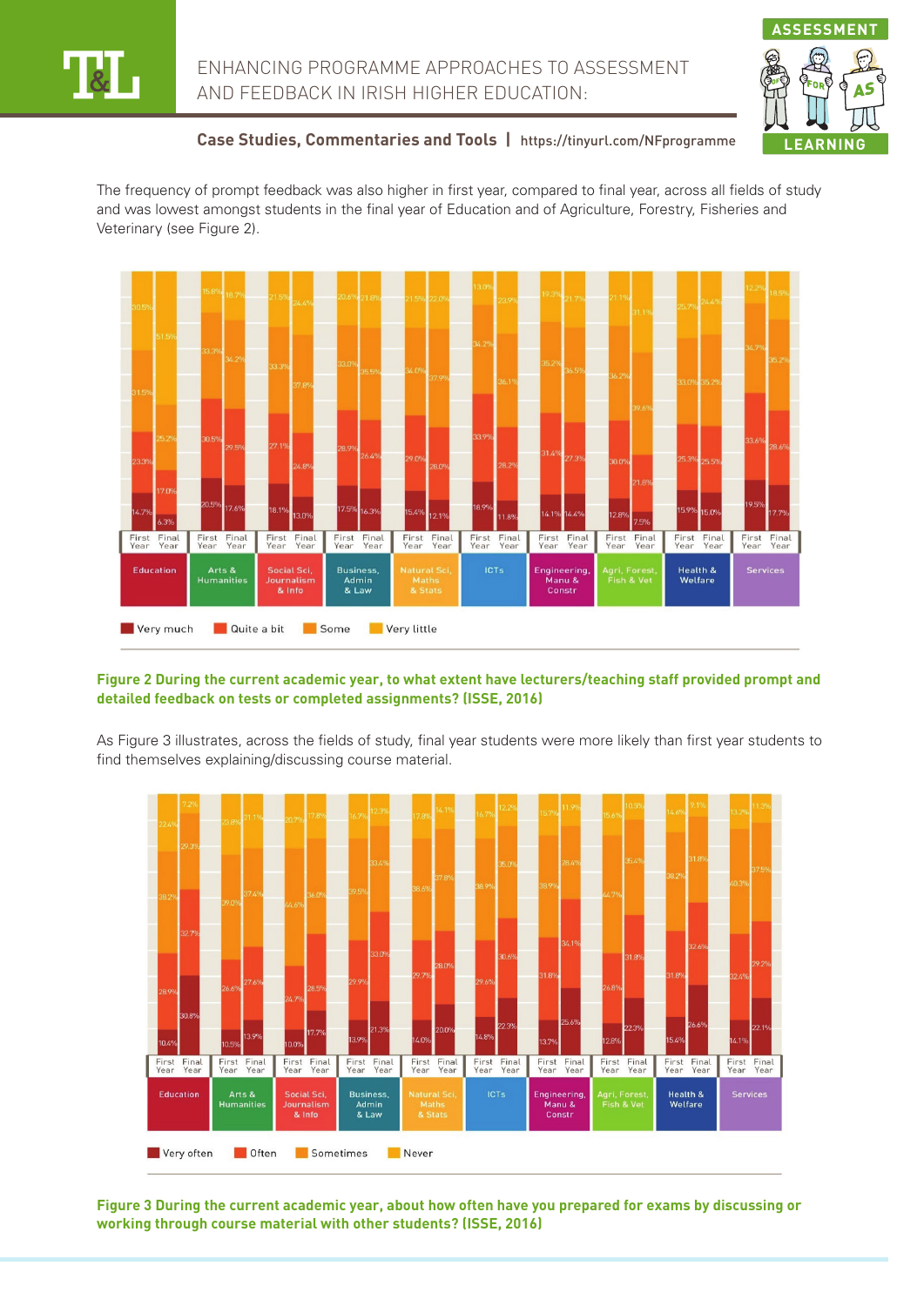The frequency of prompt feedback was also higher in first year, compared to final year, across all fields of study and was lowest amongst students in the final year of Education and of Agriculture, Forestry, Fisheries and Veterinary (see Figure 2).

| Field of study | Year | Very much | Quite a bit | Some | Very little |
|---|---|---|---|---|---|
| Education | First Year | 14.7% | 23.3% | 31.5% | 30.5% |
| Education | Final Year | 6.3% | 17.0% | 25.2% | 51.5% |
| Arts & Humanities | First Year | 20.5% | 30.5% | 33.3% | 15.8% |
| Arts & Humanities | Final Year | 17.6% | 29.5% | 34.2% | 18.7% |
| Social Sci, Journalism & Info | First Year | 18.1% | 27.1% | 33.3% | 21.5% |
| Social Sci, Journalism & Info | Final Year | 13.0% | 24.8% | 37.8% | 24.4% |
| Business, Admin & Law | First Year | 17.5% | 28.9% | 33.0% | 20.6% |
| Business, Admin & Law | Final Year | 16.3% | 26.4% | 35.5% | 21.8% |
| Natural Sci, Maths & Stats | First Year | 15.4% | 29.0% | 34.0% | 21.5% |
| Natural Sci, Maths & Stats | Final Year | 12.1% | 28.0% | 37.9% | 22.0% |
| ICTs | First Year | 18.9% | 33.9% | 34.2% | 13.0% |
| ICTs | Final Year | 11.8% | 28.2% | 36.1% | 23.9% |
| Engineering, Manu & Constr | First Year | 14.1% | 31.4% | 35.2% | 19.3% |
| Engineering, Manu & Constr | Final Year | 14.4% | 27.3% | 36.5% | 21.7% |
| Agri, Forest, Fish & Vet | First Year | 12.8% | 30.0% | 36.2% | 21.1% |
| Agri, Forest, Fish & Vet | Final Year | 7.5% | 21.8% | 39.6% | 31.1% |
| Health & Welfare | First Year | 15.9% | 25.3% | 33.0% | 25.7% |
| Health & Welfare | Final Year | 15.0% | 25.5% | 35.2% | 24.4% |
| Services | First Year | 19.5% | 33.6% | 34.7% | 12.2% |
| Services | Final Year | 17.7% | 28.6% | 35.2% | 18.5% |

**Figure 2 During the current academic year, to what extent have lecturers/teaching staff provided prompt and detailed feedback on tests or completed assignments? (ISSE, 2016)**

As Figure 3 illustrates, across the fields of study, final year students were more likely than first year students to find themselves explaining/discussing course material.

| Field of study | Year | Very often | Often | Sometimes | Never |
|---|---|---|---|---|---|
| Education | First Year | 10.4% | 28.9% | 38.2% | 22.4% |
| Education | Final Year | 30.8% | 32.7% | 29.3% | 7.2% |
| Arts & Humanities | First Year | 10.5% | 26.6% | 39.0% | 23.8% |
| Arts & Humanities | Final Year | 13.9% | 27.6% | 37.4% | 21.1% |
| Social Sci, Journalism & Info | First Year | 10.0% | 24.7% | 44.6% | 20.7% |
| Social Sci, Journalism & Info | Final Year | 17.7% | 28.5% | 36.0% | 17.8% |
| Business, Admin & Law | First Year | 13.9% | 29.9% | 39.5% | 16.7% |
| Business, Admin & Law | Final Year | 21.3% | 33.0% | 33.4% | 12.3% |
| Natural Sci, Maths & Stats | First Year | 14.0% | 29.7% | 38.6% | 17.8% |
| Natural Sci, Maths & Stats | Final Year | 20.0% | 28.0% | 37.8% | 14.1% |
| ICTs | First Year | 14.8% | 29.6% | 38.9% | 16.7% |
| ICTs | Final Year | 22.3% | 30.6% | 35.0% | 12.2% |
| Engineering, Manu & Constr | First Year | 13.7% | 31.8% | 38.9% | 15.7% |
| Engineering, Manu & Constr | Final Year | 25.6% | 34.1% | 28.4% | 11.9% |
| Agri, Forest, Fish & Vet | First Year | 12.8% | 26.8% | 44.7% | 15.6% |
| Agri, Forest, Fish & Vet | Final Year | 22.3% | 31.8% | 35.4% | 10.5% |
| Health & Welfare | First Year | 15.4% | 31.8% | 38.2% | 14.6% |
| Health & Welfare | Final Year | 26.6% | 32.6% | 31.8% | 9.1% |
| Services | First Year | 14.1% | 32.4% | 40.3% | 13.2% |
| Services | Final Year | 22.1% | 29.2% | 37.5% | 11.3% |

**Figure 3 During the current academic year, about how often have you prepared for exams by discussing or working through course material with other students? (ISSE, 2016)**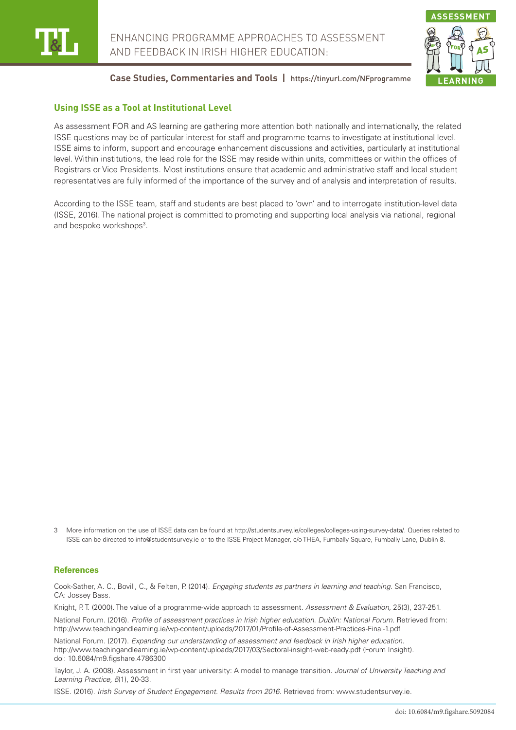### Using ISSE as a Tool at Institutional Level

As assessment FOR and AS learning are gathering more attention both nationally and internationally, the related ISSE questions may be of particular interest for staff and programme teams to investigate at institutional level. ISSE aims to inform, support and encourage enhancement discussions and activities, particularly at institutional level. Within institutions, the lead role for the ISSE may reside within units, committees or within the offices of Registrars or Vice Presidents. Most institutions ensure that academic and administrative staff and local student representatives are fully informed of the importance of the survey and of analysis and interpretation of results.

According to the ISSE team, staff and students are best placed to 'own' and to interrogate institution-level data (ISSE, 2016). The national project is committed to promoting and supporting local analysis via national, regional and bespoke workshops[3].

3 More information on the use of ISSE data can be found at http://studentsurvey.ie/colleges/colleges-using-survey-data/. Queries related to ISSE can be directed to info@studentsurvey.ie or to the ISSE Project Manager, c/o THEA, Fumbally Square, Fumbally Lane, Dublin 8.

### References

Cook-Sather, A. C., Bovill, C., & Felten, P. (2014). *Engaging students as partners in learning and teaching*. San Francisco, CA: Jossey Bass.

Knight, P. T. (2000). The value of a programme-wide approach to assessment. *Assessment & Evaluation,* 25(3), 237-251.

National Forum. (2016). *Profile of assessment practices in Irish higher education. Dublin: National Forum.* Retrieved from: http://www.teachingandlearning.ie/wp-content/uploads/2017/01/Profile-of-Assessment-Practices-Final-1.pdf

National Forum. (2017). *Expanding our understanding of assessment and feedback in Irish higher education.* http://www.teachingandlearning.ie/wp-content/uploads/2017/03/Sectoral-insight-web-ready.pdf (Forum Insight). doi: 10.6084/m9.figshare.4786300

Taylor, J. A. (2008). Assessment in first year university: A model to manage transition. *Journal of University Teaching and Learning Practice, 5*(1), 20-33.

ISSE. (2016). *Irish Survey of Student Engagement. Results from 2016.* Retrieved from: www.studentsurvey.ie.